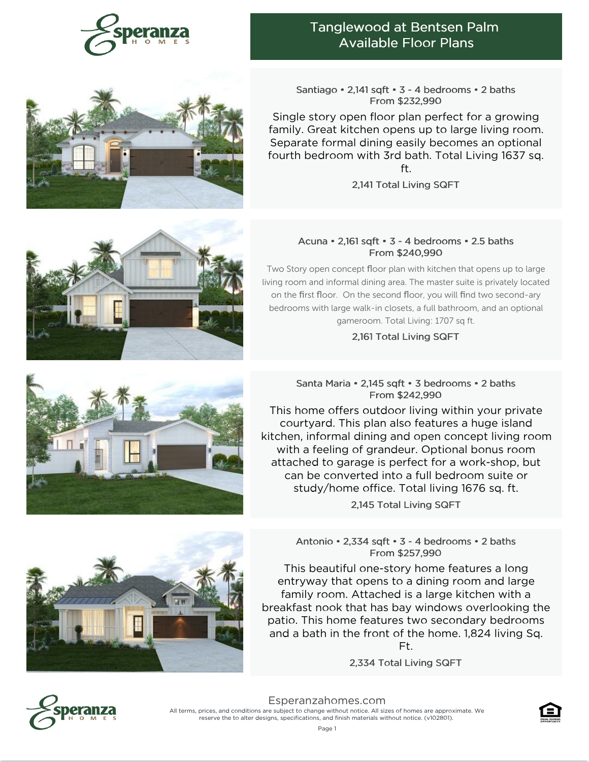# Esperanza Homes

## Tanglewood at Bentsen Palm
## Available Floor Plans

### Santiago • 2,141 sqft • 3 - 4 bedrooms • 2 baths
**From $232,990**

Single story open floor plan perfect for a growing family. Great kitchen opens up to large living room. Separate formal dining easily becomes an optional fourth bedroom with 3rd bath. Total Living 1637 sq. ft.

2,141 Total Living SQFT

### Acuna • 2,161 sqft • 3 - 4 bedrooms • 2.5 baths
**From $240,990**

Two Story open concept floor plan with kitchen that opens up to large living room and informal dining area. The master suite is privately located on the first floor. On the second floor, you will find two second-ary bedrooms with large walk-in closets, a full bathroom, and an optional gameroom. Total Living: 1707 sq ft.

2,161 Total Living SQFT

### Santa Maria • 2,145 sqft • 3 bedrooms • 2 baths
**From $242,990**

This home offers outdoor living within your private courtyard. This plan also features a huge island kitchen, informal dining and open concept living room with a feeling of grandeur. Optional bonus room attached to garage is perfect for a work-shop, but can be converted into a full bedroom suite or study/home office. Total living 1676 sq. ft.

2,145 Total Living SQFT

### Antonio • 2,334 sqft • 3 - 4 bedrooms • 2 baths
**From $257,990**

This beautiful one-story home features a long entryway that opens to a dining room and large family room. Attached is a large kitchen with a breakfast nook that has bay windows overlooking the patio. This home features two secondary bedrooms and a bath in the front of the home. 1,824 living Sq. Ft.

2,334 Total Living SQFT

Esperanzahomes.com

All terms, prices, and conditions are subject to change without notice. All sizes of homes are approximate. We reserve the to alter designs, specifications, and finish materials without notice. (v102801).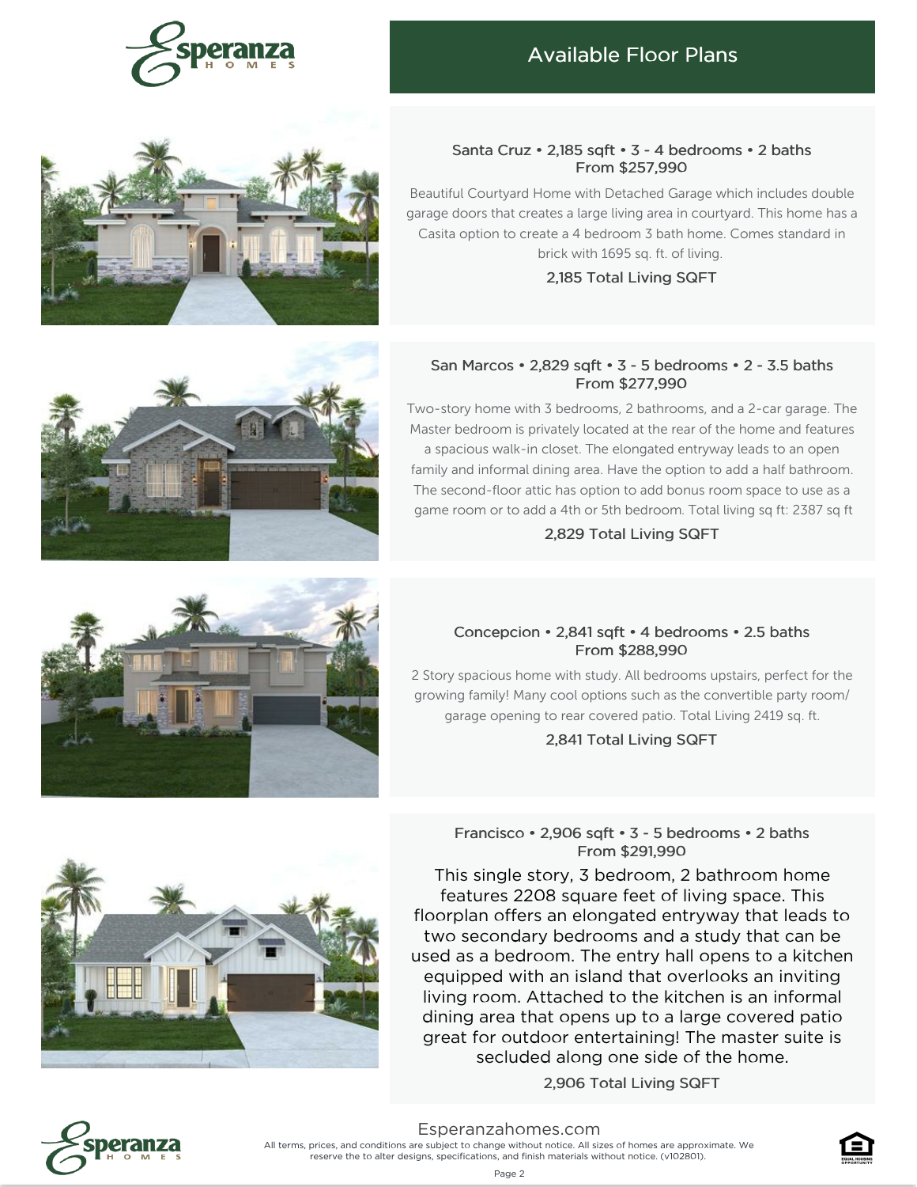# Available Floor Plans

### Santa Cruz • 2,185 sqft • 3 - 4 bedrooms • 2 baths
**From $257,990**

Beautiful Courtyard Home with Detached Garage which includes double garage doors that creates a large living area in courtyard. This home has a Casita option to create a 4 bedroom 3 bath home. Comes standard in brick with 1695 sq. ft. of living.

**2,185 Total Living SQFT**

### San Marcos • 2,829 sqft • 3 - 5 bedrooms • 2 - 3.5 baths
**From $277,990**

Two-story home with 3 bedrooms, 2 bathrooms, and a 2-car garage. The Master bedroom is privately located at the rear of the home and features a spacious walk-in closet. The elongated entryway leads to an open family and informal dining area. Have the option to add a half bathroom. The second-floor attic has option to add bonus room space to use as a game room or to add a 4th or 5th bedroom. Total living sq ft: 2387 sq ft

**2,829 Total Living SQFT**

### Concepcion • 2,841 sqft • 4 bedrooms • 2.5 baths
**From $288,990**

2 Story spacious home with study. All bedrooms upstairs, perfect for the growing family! Many cool options such as the convertible party room/ garage opening to rear covered patio. Total Living 2419 sq. ft.

**2,841 Total Living SQFT**

### Francisco • 2,906 sqft • 3 - 5 bedrooms • 2 baths
**From $291,990**

This single story, 3 bedroom, 2 bathroom home features 2208 square feet of living space. This floorplan offers an elongated entryway that leads to two secondary bedrooms and a study that can be used as a bedroom. The entry hall opens to a kitchen equipped with an island that overlooks an inviting living room. Attached to the kitchen is an informal dining area that opens up to a large covered patio great for outdoor entertaining! The master suite is secluded along one side of the home.

**2,906 Total Living SQFT**

Esperanzahomes.com

All terms, prices, and conditions are subject to change without notice. All sizes of homes are approximate. We reserve the to alter designs, specifications, and finish materials without notice. (v102801).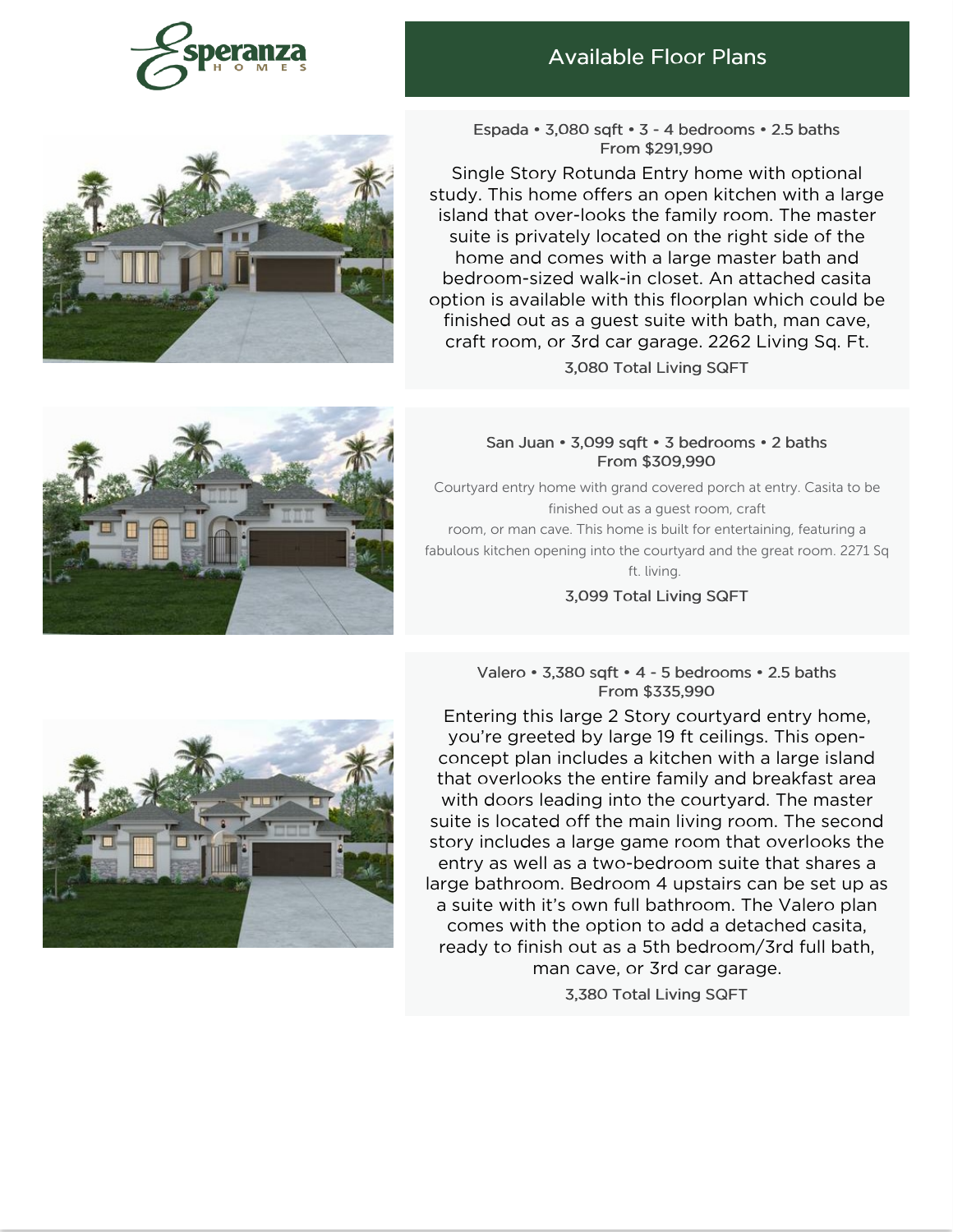Esperanza HOMES

## Available Floor Plans

### Espada • 3,080 sqft • 3 - 4 bedrooms • 2.5 baths
**From $291,990**

Single Story Rotunda Entry home with optional study. This home offers an open kitchen with a large island that over-looks the family room. The master suite is privately located on the right side of the home and comes with a large master bath and bedroom-sized walk-in closet. An attached casita option is available with this floorplan which could be finished out as a guest suite with bath, man cave, craft room, or 3rd car garage. 2262 Living Sq. Ft.

3,080 Total Living SQFT

### San Juan • 3,099 sqft • 3 bedrooms • 2 baths
**From $309,990**

Courtyard entry home with grand covered porch at entry. Casita to be finished out as a guest room, craft room, or man cave. This home is built for entertaining, featuring a fabulous kitchen opening into the courtyard and the great room. 2271 Sq ft. living.

3,099 Total Living SQFT

### Valero • 3,380 sqft • 4 - 5 bedrooms • 2.5 baths
**From $335,990**

Entering this large 2 Story courtyard entry home, you're greeted by large 19 ft ceilings. This open-concept plan includes a kitchen with a large island that overlooks the entire family and breakfast area with doors leading into the courtyard. The master suite is located off the main living room. The second story includes a large game room that overlooks the entry as well as a two-bedroom suite that shares a large bathroom. Bedroom 4 upstairs can be set up as a suite with it's own full bathroom. The Valero plan comes with the option to add a detached casita, ready to finish out as a 5th bedroom/3rd full bath, man cave, or 3rd car garage.

3,380 Total Living SQFT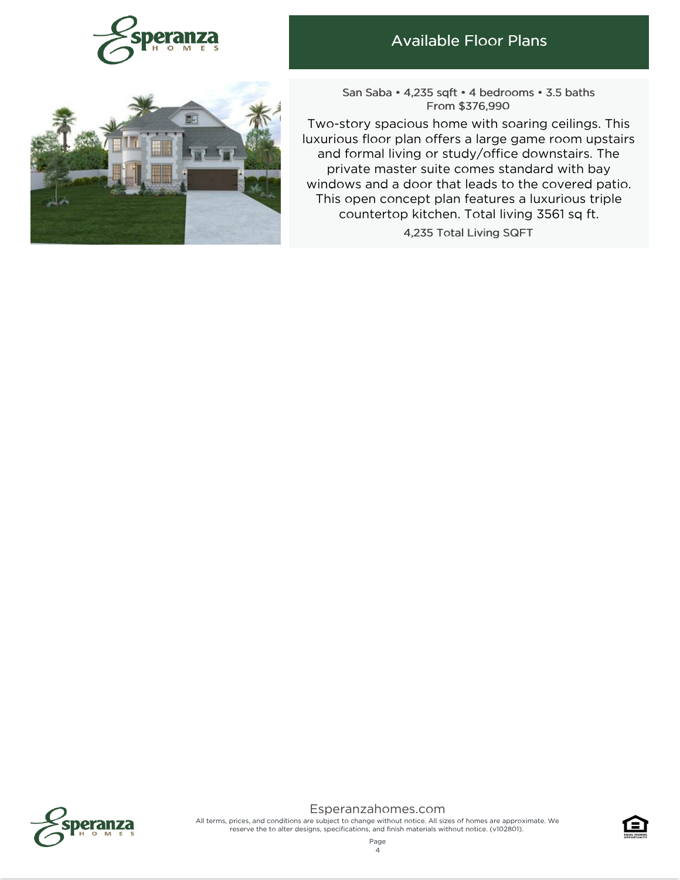## Available Floor Plans

San Saba • 4,235 sqft • 4 bedrooms • 3.5 baths
From $376,990

Two-story spacious home with soaring ceilings. This luxurious floor plan offers a large game room upstairs and formal living or study/office downstairs. The private master suite comes standard with bay windows and a door that leads to the covered patio. This open concept plan features a luxurious triple countertop kitchen. Total living 3561 sq ft.

4,235 Total Living SQFT

Esperanzahomes.com

All terms, prices, and conditions are subject to change without notice. All sizes of homes are approximate. We reserve the to alter designs, specifications, and finish materials without notice. (v102801).